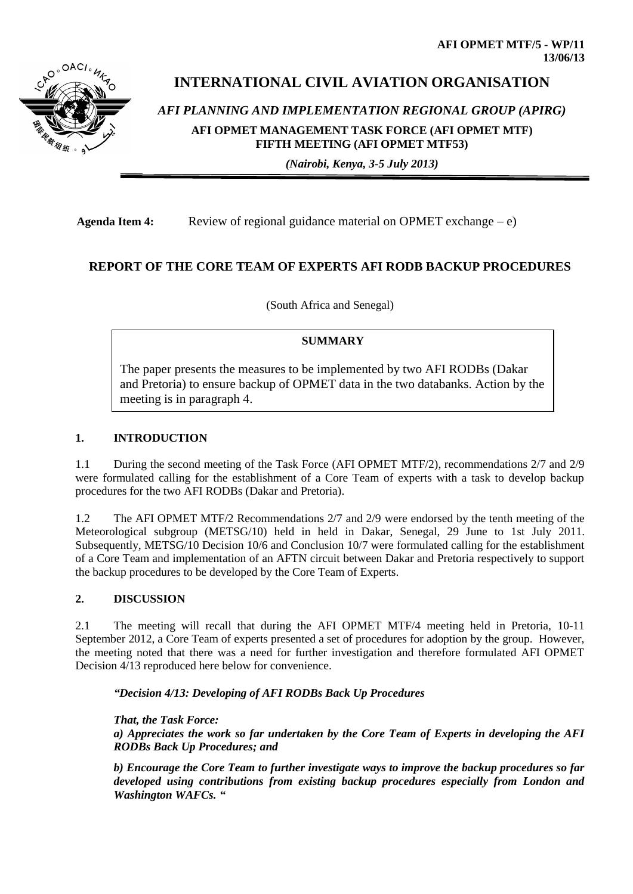**AFI OPMET MTF/5 - WP/11**
**13/06/13**

# INTERNATIONAL CIVIL AVIATION ORGANISATION

***AFI PLANNING AND IMPLEMENTATION REGIONAL GROUP (APIRG)***

**AFI OPMET MANAGEMENT TASK FORCE (AFI OPMET MTF)**
**FIFTH MEETING (AFI OPMET MTF53)**

***(Nairobi, Kenya, 3-5 July 2013)***

---

**Agenda Item 4:** Review of regional guidance material on OPMET exchange – e)

## REPORT OF THE CORE TEAM OF EXPERTS AFI RODB BACKUP PROCEDURES

(South Africa and Senegal)

**SUMMARY**

The paper presents the measures to be implemented by two AFI RODBs (Dakar and Pretoria) to ensure backup of OPMET data in the two databanks. Action by the meeting is in paragraph 4.

### 1. INTRODUCTION

1.1 During the second meeting of the Task Force (AFI OPMET MTF/2), recommendations 2/7 and 2/9 were formulated calling for the establishment of a Core Team of experts with a task to develop backup procedures for the two AFI RODBs (Dakar and Pretoria).

1.2 The AFI OPMET MTF/2 Recommendations 2/7 and 2/9 were endorsed by the tenth meeting of the Meteorological subgroup (METSG/10) held in held in Dakar, Senegal, 29 June to 1st July 2011. Subsequently, METSG/10 Decision 10/6 and Conclusion 10/7 were formulated calling for the establishment of a Core Team and implementation of an AFTN circuit between Dakar and Pretoria respectively to support the backup procedures to be developed by the Core Team of Experts.

### 2. DISCUSSION

2.1 The meeting will recall that during the AFI OPMET MTF/4 meeting held in Pretoria, 10-11 September 2012, a Core Team of experts presented a set of procedures for adoption by the group. However, the meeting noted that there was a need for further investigation and therefore formulated AFI OPMET Decision 4/13 reproduced here below for convenience.

***"Decision 4/13: Developing of AFI RODBs Back Up Procedures***

***That, the Task Force:***
***a) Appreciates the work so far undertaken by the Core Team of Experts in developing the AFI RODBs Back Up Procedures; and***

***b) Encourage the Core Team to further investigate ways to improve the backup procedures so far developed using contributions from existing backup procedures especially from London and Washington WAFCs. "***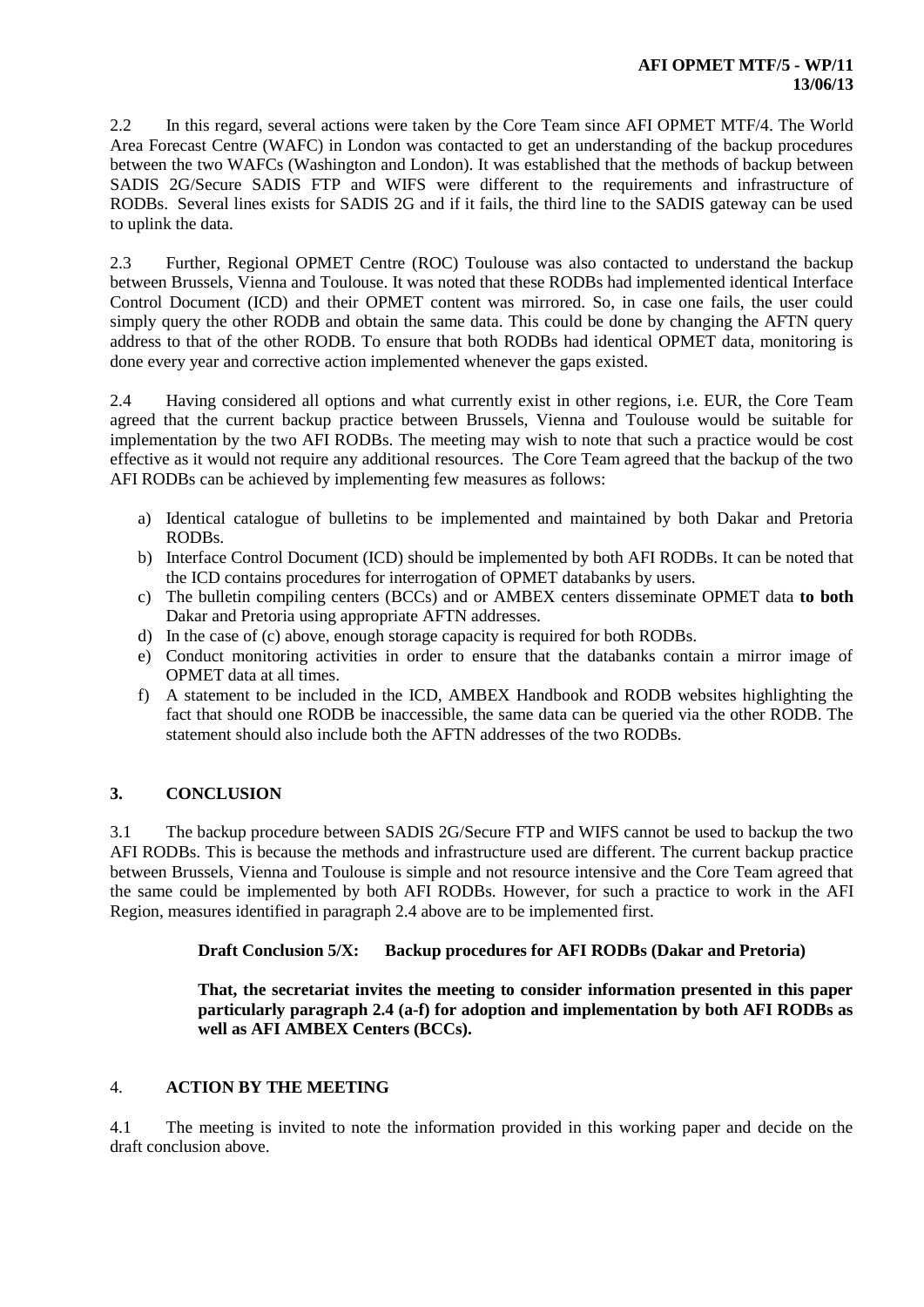2.2 In this regard, several actions were taken by the Core Team since AFI OPMET MTF/4. The World Area Forecast Centre (WAFC) in London was contacted to get an understanding of the backup procedures between the two WAFCs (Washington and London). It was established that the methods of backup between SADIS 2G/Secure SADIS FTP and WIFS were different to the requirements and infrastructure of RODBs. Several lines exists for SADIS 2G and if it fails, the third line to the SADIS gateway can be used to uplink the data.

2.3 Further, Regional OPMET Centre (ROC) Toulouse was also contacted to understand the backup between Brussels, Vienna and Toulouse. It was noted that these RODBs had implemented identical Interface Control Document (ICD) and their OPMET content was mirrored. So, in case one fails, the user could simply query the other RODB and obtain the same data. This could be done by changing the AFTN query address to that of the other RODB. To ensure that both RODBs had identical OPMET data, monitoring is done every year and corrective action implemented whenever the gaps existed.

2.4 Having considered all options and what currently exist in other regions, i.e. EUR, the Core Team agreed that the current backup practice between Brussels, Vienna and Toulouse would be suitable for implementation by the two AFI RODBs. The meeting may wish to note that such a practice would be cost effective as it would not require any additional resources. The Core Team agreed that the backup of the two AFI RODBs can be achieved by implementing few measures as follows:

a) Identical catalogue of bulletins to be implemented and maintained by both Dakar and Pretoria RODBs.
b) Interface Control Document (ICD) should be implemented by both AFI RODBs. It can be noted that the ICD contains procedures for interrogation of OPMET databanks by users.
c) The bulletin compiling centers (BCCs) and or AMBEX centers disseminate OPMET data **to both** Dakar and Pretoria using appropriate AFTN addresses.
d) In the case of (c) above, enough storage capacity is required for both RODBs.
e) Conduct monitoring activities in order to ensure that the databanks contain a mirror image of OPMET data at all times.
f) A statement to be included in the ICD, AMBEX Handbook and RODB websites highlighting the fact that should one RODB be inaccessible, the same data can be queried via the other RODB. The statement should also include both the AFTN addresses of the two RODBs.

## 3. CONCLUSION

3.1 The backup procedure between SADIS 2G/Secure FTP and WIFS cannot be used to backup the two AFI RODBs. This is because the methods and infrastructure used are different. The current backup practice between Brussels, Vienna and Toulouse is simple and not resource intensive and the Core Team agreed that the same could be implemented by both AFI RODBs. However, for such a practice to work in the AFI Region, measures identified in paragraph 2.4 above are to be implemented first.

**Draft Conclusion 5/X: Backup procedures for AFI RODBs (Dakar and Pretoria)**

**That, the secretariat invites the meeting to consider information presented in this paper particularly paragraph 2.4 (a-f) for adoption and implementation by both AFI RODBs as well as AFI AMBEX Centers (BCCs).**

## 4. ACTION BY THE MEETING

4.1 The meeting is invited to note the information provided in this working paper and decide on the draft conclusion above.